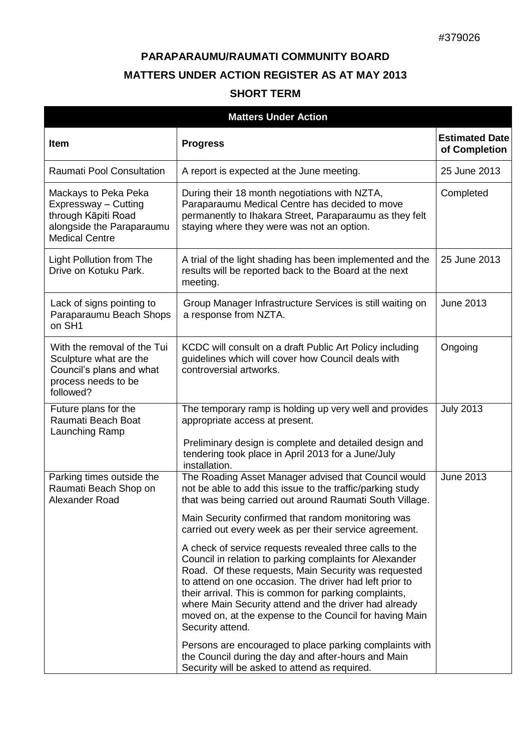#379026

# PARAPARAUMU/RAUMATI COMMUNITY BOARD

## MATTERS UNDER ACTION REGISTER AS AT MAY 2013

## SHORT TERM

| **Matters Under Action** | | |
|---|---|---|
| **Item** | **Progress** | **Estimated Date of Completion** |
| Raumati Pool Consultation | A report is expected at the June meeting. | 25 June 2013 |
| Mackays to Peka Peka Expressway – Cutting through Kāpiti Road alongside the Paraparaumu Medical Centre | During their 18 month negotiations with NZTA, Paraparaumu Medical Centre has decided to move permanently to Ihakara Street, Paraparaumu as they felt staying where they were was not an option. | Completed |
| Light Pollution from The Drive on Kotuku Park. | A trial of the light shading has been implemented and the results will be reported back to the Board at the next meeting. | 25 June 2013 |
| Lack of signs pointing to Paraparaumu Beach Shops on SH1 | Group Manager Infrastructure Services is still waiting on a response from NZTA. | June 2013 |
| With the removal of the Tui Sculpture what are the Council's plans and what process needs to be followed? | KCDC will consult on a draft Public Art Policy including guidelines which will cover how Council deals with controversial artworks. | Ongoing |
| Future plans for the Raumati Beach Boat Launching Ramp | The temporary ramp is holding up very well and provides appropriate access at present.<br><br>Preliminary design is complete and detailed design and tendering took place in April 2013 for a June/July installation. | July 2013 |
| Parking times outside the Raumati Beach Shop on Alexander Road | The Roading Asset Manager advised that Council would not be able to add this issue to the traffic/parking study that was being carried out around Raumati South Village.<br><br>Main Security confirmed that random monitoring was carried out every week as per their service agreement.<br><br>A check of service requests revealed three calls to the Council in relation to parking complaints for Alexander Road. Of these requests, Main Security was requested to attend on one occasion. The driver had left prior to their arrival. This is common for parking complaints, where Main Security attend and the driver had already moved on, at the expense to the Council for having Main Security attend.<br><br>Persons are encouraged to place parking complaints with the Council during the day and after-hours and Main Security will be asked to attend as required. | June 2013 |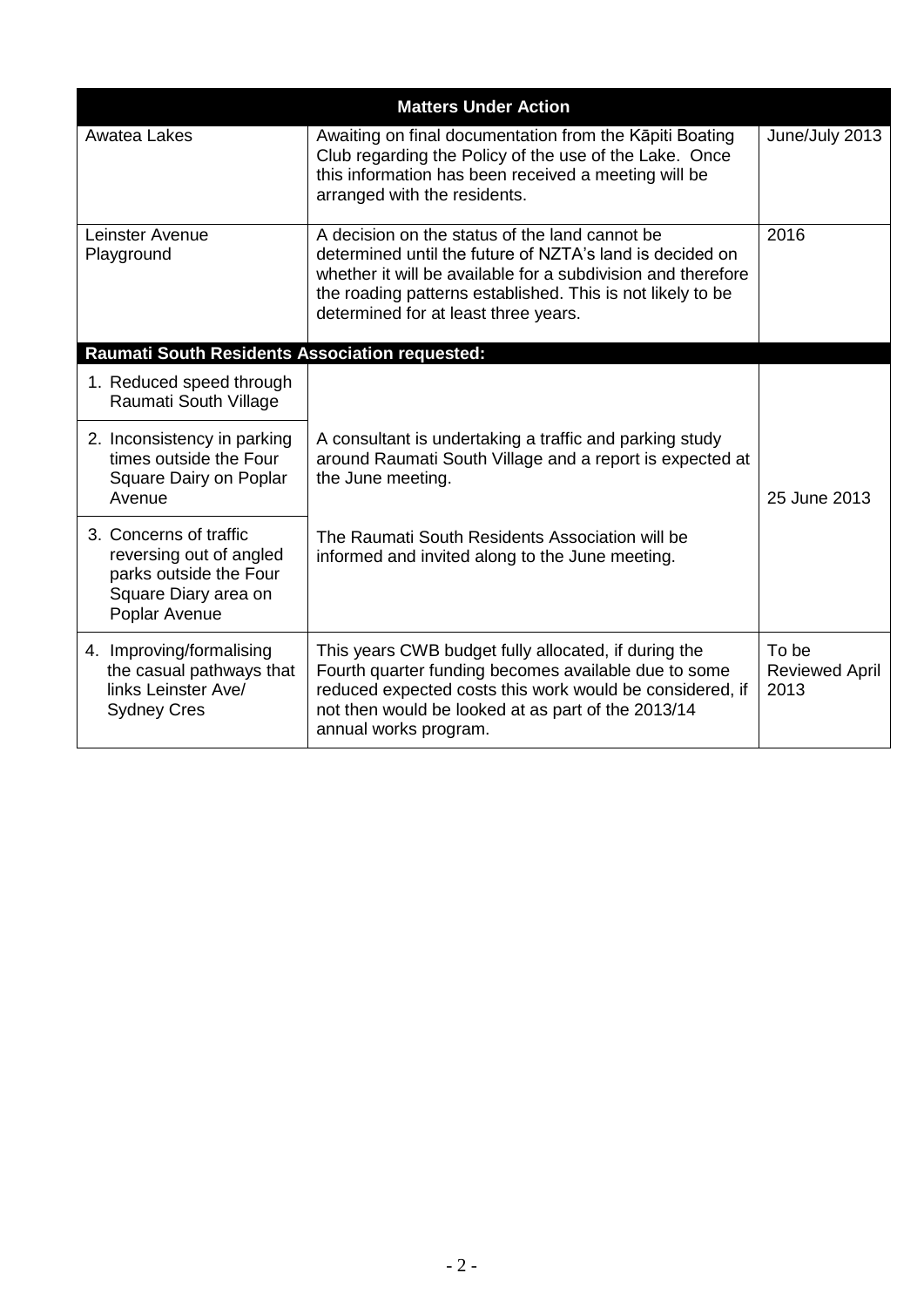| Matters Under Action | | |
|---|---|---|
| Awatea Lakes | Awaiting on final documentation from the Kāpiti Boating Club regarding the Policy of the use of the Lake. Once this information has been received a meeting will be arranged with the residents. | June/July 2013 |
| Leinster Avenue Playground | A decision on the status of the land cannot be determined until the future of NZTA's land is decided on whether it will be available for a subdivision and therefore the roading patterns established. This is not likely to be determined for at least three years. | 2016 |
| **Raumati South Residents Association requested:** | | |
| 1. Reduced speed through Raumati South Village | A consultant is undertaking a traffic and parking study around Raumati South Village and a report is expected at the June meeting.<br><br>The Raumati South Residents Association will be informed and invited along to the June meeting. | 25 June 2013 |
| 2. Inconsistency in parking times outside the Four Square Dairy on Poplar Avenue | | |
| 3. Concerns of traffic reversing out of angled parks outside the Four Square Diary area on Poplar Avenue | | |
| 4. Improving/formalising the casual pathways that links Leinster Ave/ Sydney Cres | This years CWB budget fully allocated, if during the Fourth quarter funding becomes available due to some reduced expected costs this work would be considered, if not then would be looked at as part of the 2013/14 annual works program. | To be Reviewed April 2013 |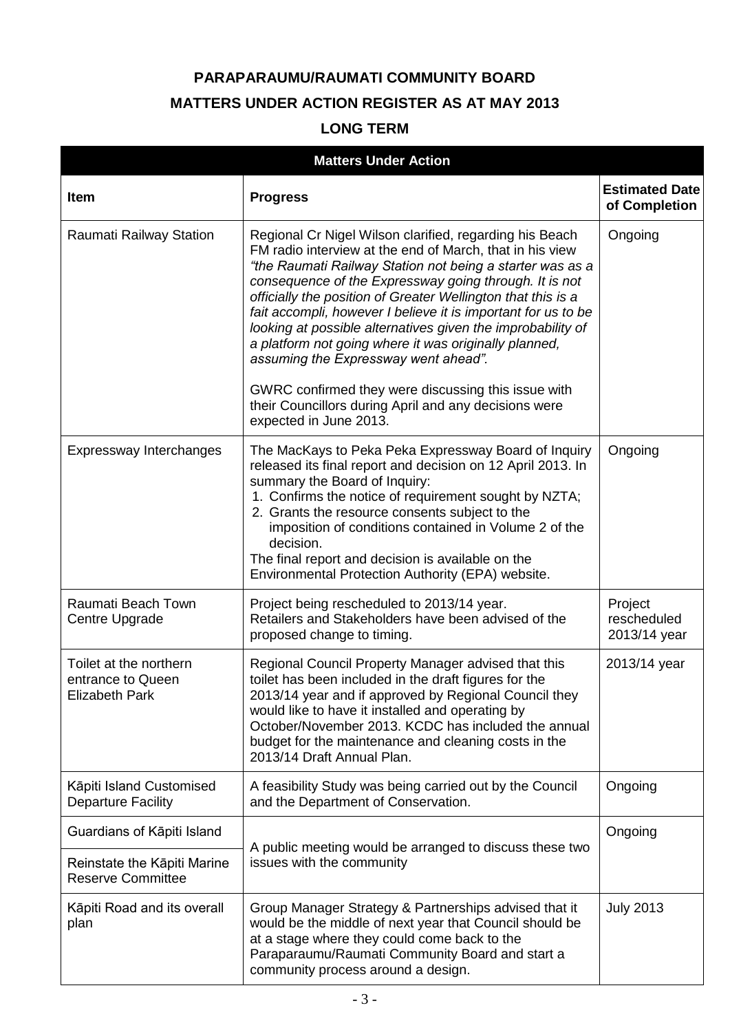**PARAPARAUMU/RAUMATI COMMUNITY BOARD**

**MATTERS UNDER ACTION REGISTER AS AT MAY 2013**

**LONG TERM**

| **Matters Under Action** | | |
|---|---|---|
| **Item** | **Progress** | **Estimated Date of Completion** |
| Raumati Railway Station | Regional Cr Nigel Wilson clarified, regarding his Beach FM radio interview at the end of March, that in his view *"the Raumati Railway Station not being a starter was as a consequence of the Expressway going through. It is not officially the position of Greater Wellington that this is a fait accompli, however I believe it is important for us to be looking at possible alternatives given the improbability of a platform not going where it was originally planned, assuming the Expressway went ahead".*<br><br>GWRC confirmed they were discussing this issue with their Councillors during April and any decisions were expected in June 2013. | Ongoing |
| Expressway Interchanges | The MacKays to Peka Peka Expressway Board of Inquiry released its final report and decision on 12 April 2013. In summary the Board of Inquiry:<br>1. Confirms the notice of requirement sought by NZTA;<br>2. Grants the resource consents subject to the imposition of conditions contained in Volume 2 of the decision.<br>The final report and decision is available on the Environmental Protection Authority (EPA) website. | Ongoing |
| Raumati Beach Town Centre Upgrade | Project being rescheduled to 2013/14 year.<br>Retailers and Stakeholders have been advised of the proposed change to timing. | Project rescheduled 2013/14 year |
| Toilet at the northern entrance to Queen Elizabeth Park | Regional Council Property Manager advised that this toilet has been included in the draft figures for the 2013/14 year and if approved by Regional Council they would like to have it installed and operating by October/November 2013. KCDC has included the annual budget for the maintenance and cleaning costs in the 2013/14 Draft Annual Plan. | 2013/14 year |
| Kāpiti Island Customised Departure Facility | A feasibility Study was being carried out by the Council and the Department of Conservation. | Ongoing |
| Guardians of Kāpiti Island | A public meeting would be arranged to discuss these two issues with the community | Ongoing |
| Reinstate the Kāpiti Marine Reserve Committee | | |
| Kāpiti Road and its overall plan | Group Manager Strategy & Partnerships advised that it would be the middle of next year that Council should be at a stage where they could come back to the Paraparaumu/Raumati Community Board and start a community process around a design. | July 2013 |